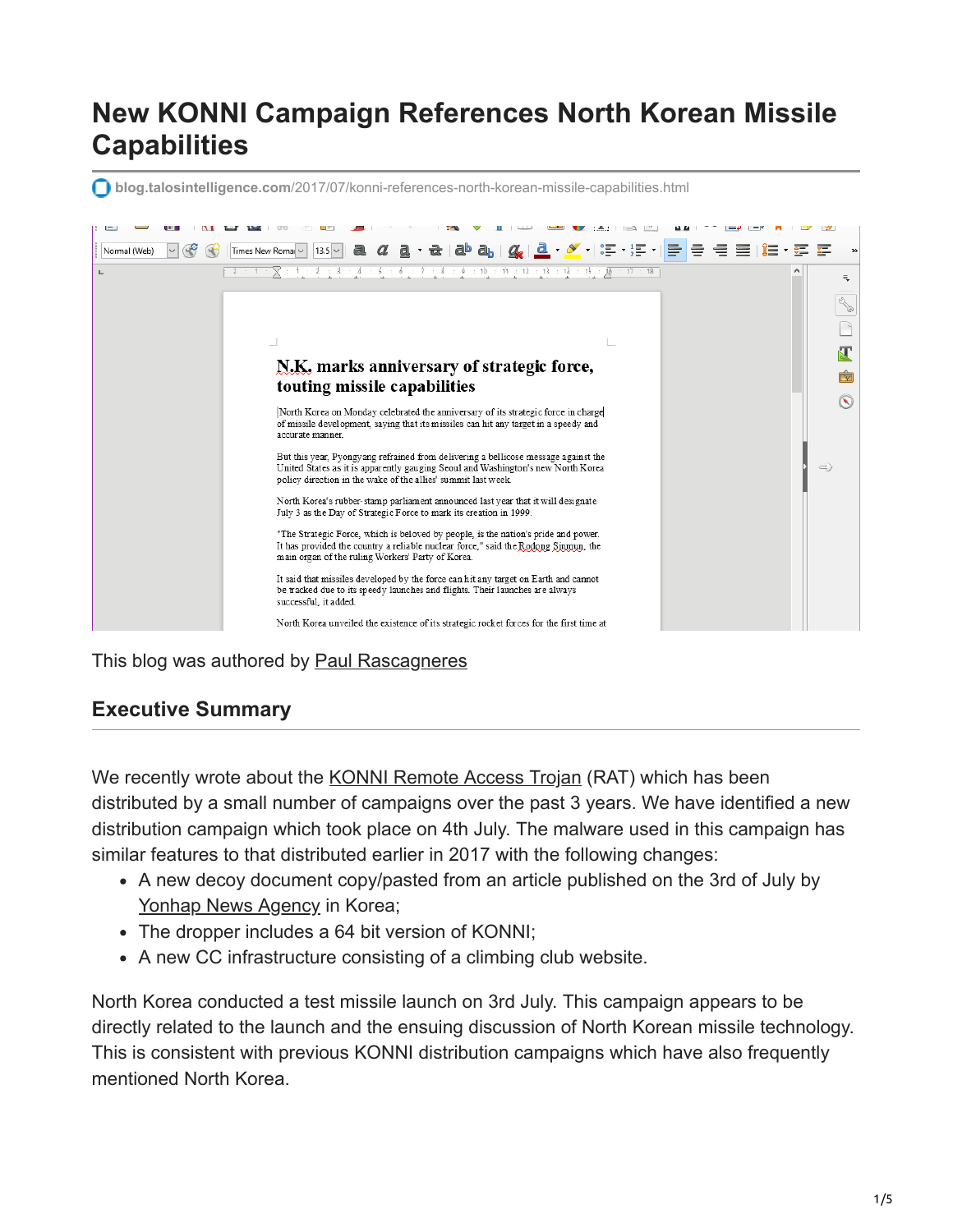# New KONNI Campaign References North Korean Missile Capabilities

blog.talosintelligence.com/2017/07/konni-references-north-korean-missile-capabilities.html

This blog was authored by Paul Rascagneres

## Executive Summary

We recently wrote about the KONNI Remote Access Trojan (RAT) which has been distributed by a small number of campaigns over the past 3 years. We have identified a new distribution campaign which took place on 4th July. The malware used in this campaign has similar features to that distributed earlier in 2017 with the following changes:

- A new decoy document copy/pasted from an article published on the 3rd of July by Yonhap News Agency in Korea;
- The dropper includes a 64 bit version of KONNI;
- A new CC infrastructure consisting of a climbing club website.

North Korea conducted a test missile launch on 3rd July. This campaign appears to be directly related to the launch and the ensuing discussion of North Korean missile technology. This is consistent with previous KONNI distribution campaigns which have also frequently mentioned North Korea.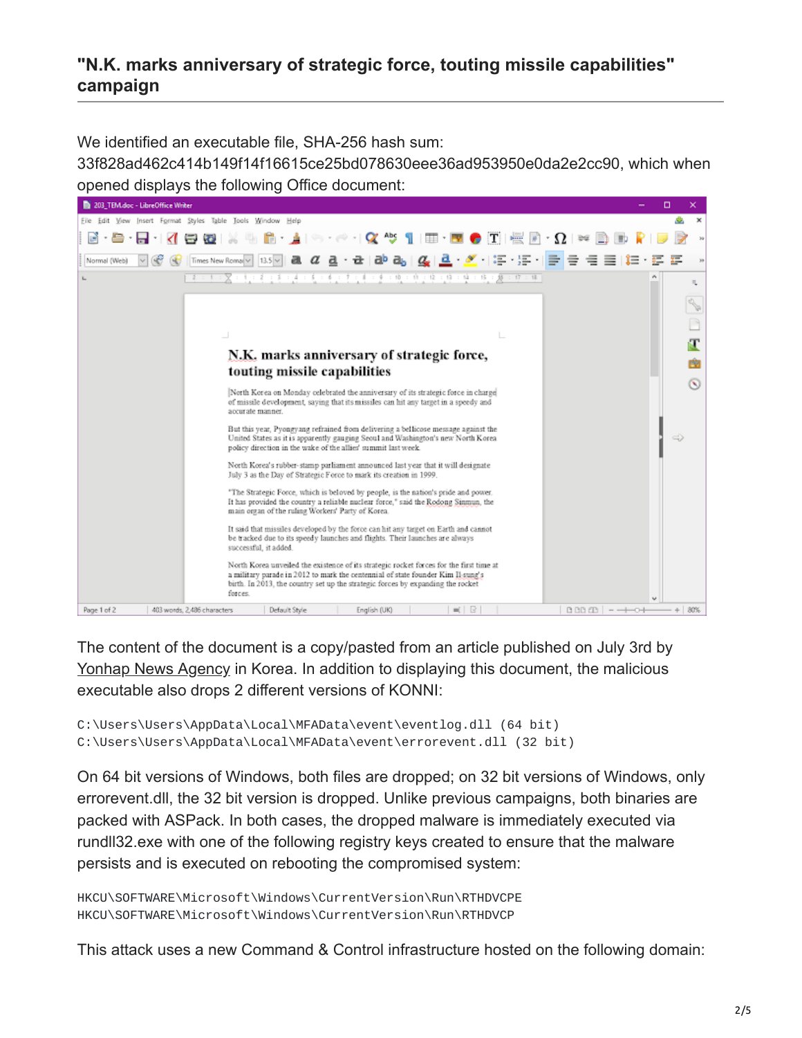## "N.K. marks anniversary of strategic force, touting missile capabilities" campaign

We identified an executable file, SHA-256 hash sum: 33f828ad462c414b149f14f16615ce25bd078630eee36ad953950e0da2e2cc90, which when opened displays the following Office document:

The content of the document is a copy/pasted from an article published on July 3rd by Yonhap News Agency in Korea. In addition to displaying this document, the malicious executable also drops 2 different versions of KONNI:

```
C:\Users\Users\AppData\Local\MFAData\event\eventlog.dll (64 bit)
C:\Users\Users\AppData\Local\MFAData\event\errorevent.dll (32 bit)
```

On 64 bit versions of Windows, both files are dropped; on 32 bit versions of Windows, only errorevent.dll, the 32 bit version is dropped. Unlike previous campaigns, both binaries are packed with ASPack. In both cases, the dropped malware is immediately executed via rundll32.exe with one of the following registry keys created to ensure that the malware persists and is executed on rebooting the compromised system:

```
HKCU\SOFTWARE\Microsoft\Windows\CurrentVersion\Run\RTHDVCPE
HKCU\SOFTWARE\Microsoft\Windows\CurrentVersion\Run\RTHDVCP
```

This attack uses a new Command & Control infrastructure hosted on the following domain: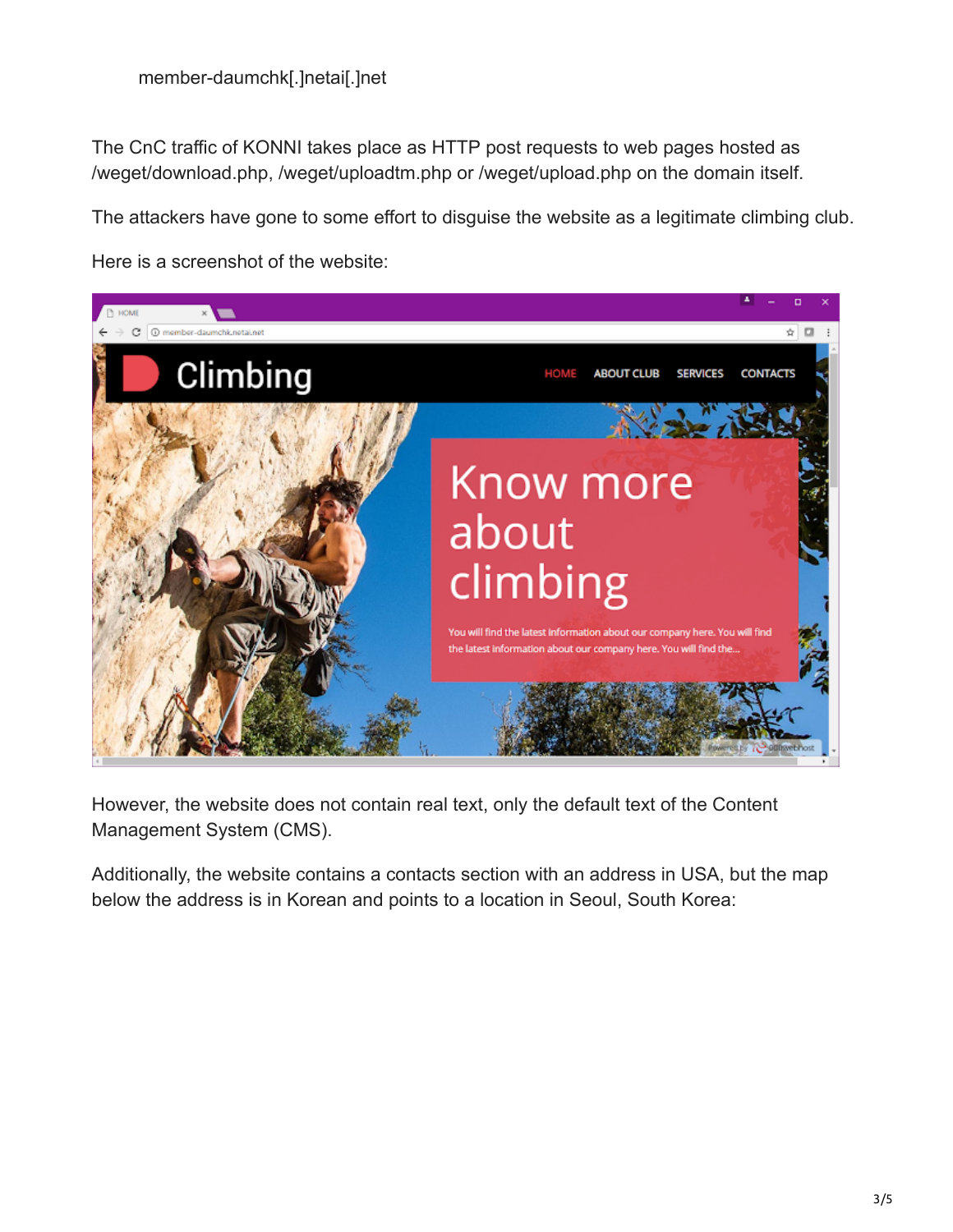member-daumchk[.]netai[.]net

The CnC traffic of KONNI takes place as HTTP post requests to web pages hosted as /weget/download.php, /weget/uploadtm.php or /weget/upload.php on the domain itself.

The attackers have gone to some effort to disguise the website as a legitimate climbing club.

Here is a screenshot of the website:

However, the website does not contain real text, only the default text of the Content Management System (CMS).

Additionally, the website contains a contacts section with an address in USA, but the map below the address is in Korean and points to a location in Seoul, South Korea: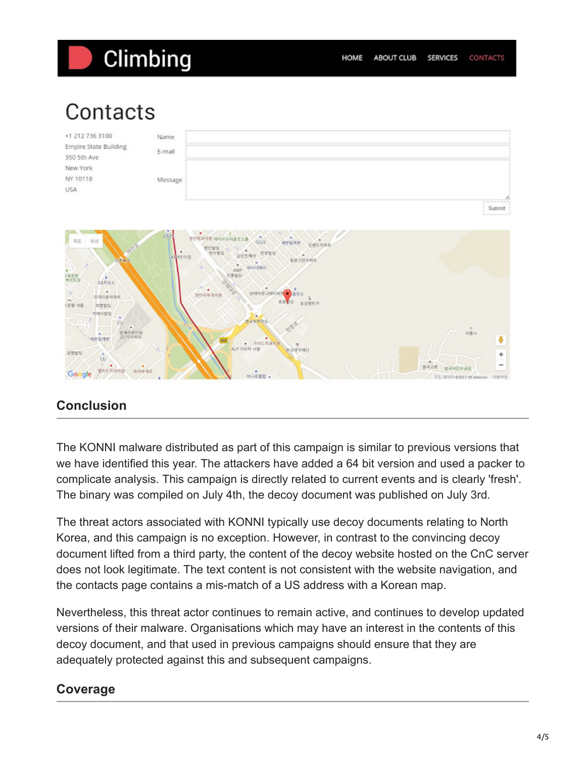## Conclusion

The KONNI malware distributed as part of this campaign is similar to previous versions that we have identified this year. The attackers have added a 64 bit version and used a packer to complicate analysis. This campaign is directly related to current events and is clearly 'fresh'. The binary was compiled on July 4th, the decoy document was published on July 3rd.

The threat actors associated with KONNI typically use decoy documents relating to North Korea, and this campaign is no exception. However, in contrast to the convincing decoy document lifted from a third party, the content of the decoy website hosted on the CnC server does not look legitimate. The text content is not consistent with the website navigation, and the contacts page contains a mis-match of a US address with a Korean map.

Nevertheless, this threat actor continues to remain active, and continues to develop updated versions of their malware. Organisations which may have an interest in the contents of this decoy document, and that used in previous campaigns should ensure that they are adequately protected against this and subsequent campaigns.

## Coverage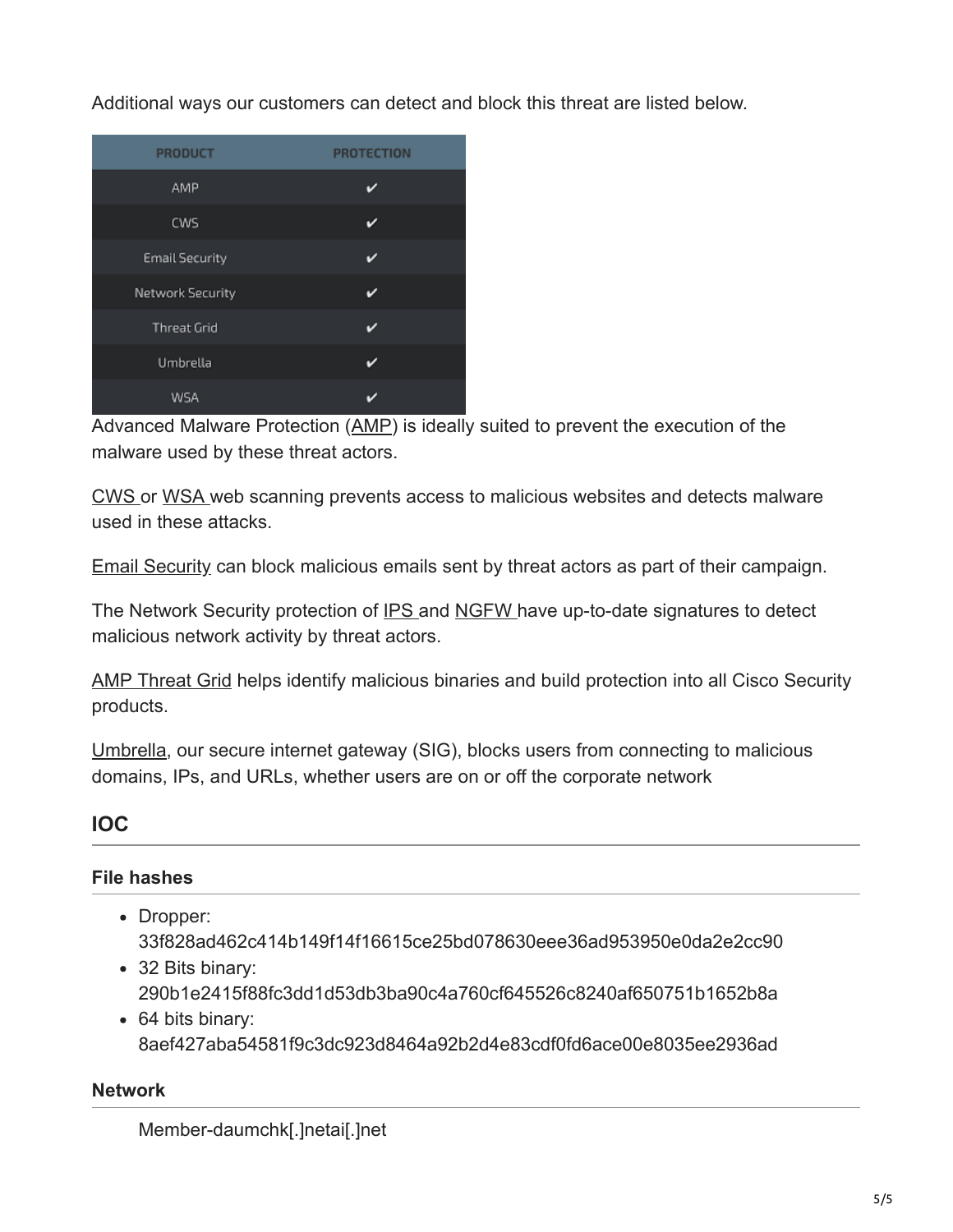Additional ways our customers can detect and block this threat are listed below.

| PRODUCT | PROTECTION |
|---|---|
| AMP | ✔ |
| CWS | ✔ |
| Email Security | ✔ |
| Network Security | ✔ |
| Threat Grid | ✔ |
| Umbrella | ✔ |
| WSA | ✔ |

Advanced Malware Protection (AMP) is ideally suited to prevent the execution of the malware used by these threat actors.

CWS or WSA web scanning prevents access to malicious websites and detects malware used in these attacks.

Email Security can block malicious emails sent by threat actors as part of their campaign.

The Network Security protection of IPS and NGFW have up-to-date signatures to detect malicious network activity by threat actors.

AMP Threat Grid helps identify malicious binaries and build protection into all Cisco Security products.

Umbrella, our secure internet gateway (SIG), blocks users from connecting to malicious domains, IPs, and URLs, whether users are on or off the corporate network

## IOC

### File hashes

- Dropper: 33f828ad462c414b149f14f16615ce25bd078630eee36ad953950e0da2e2cc90
- 32 Bits binary: 290b1e2415f88fc3dd1d53db3ba90c4a760cf645526c8240af650751b1652b8a
- 64 bits binary: 8aef427aba54581f9c3dc923d8464a92b2d4e83cdf0fd6ace00e8035ee2936ad

### Network

Member-daumchk[.]netai[.]net